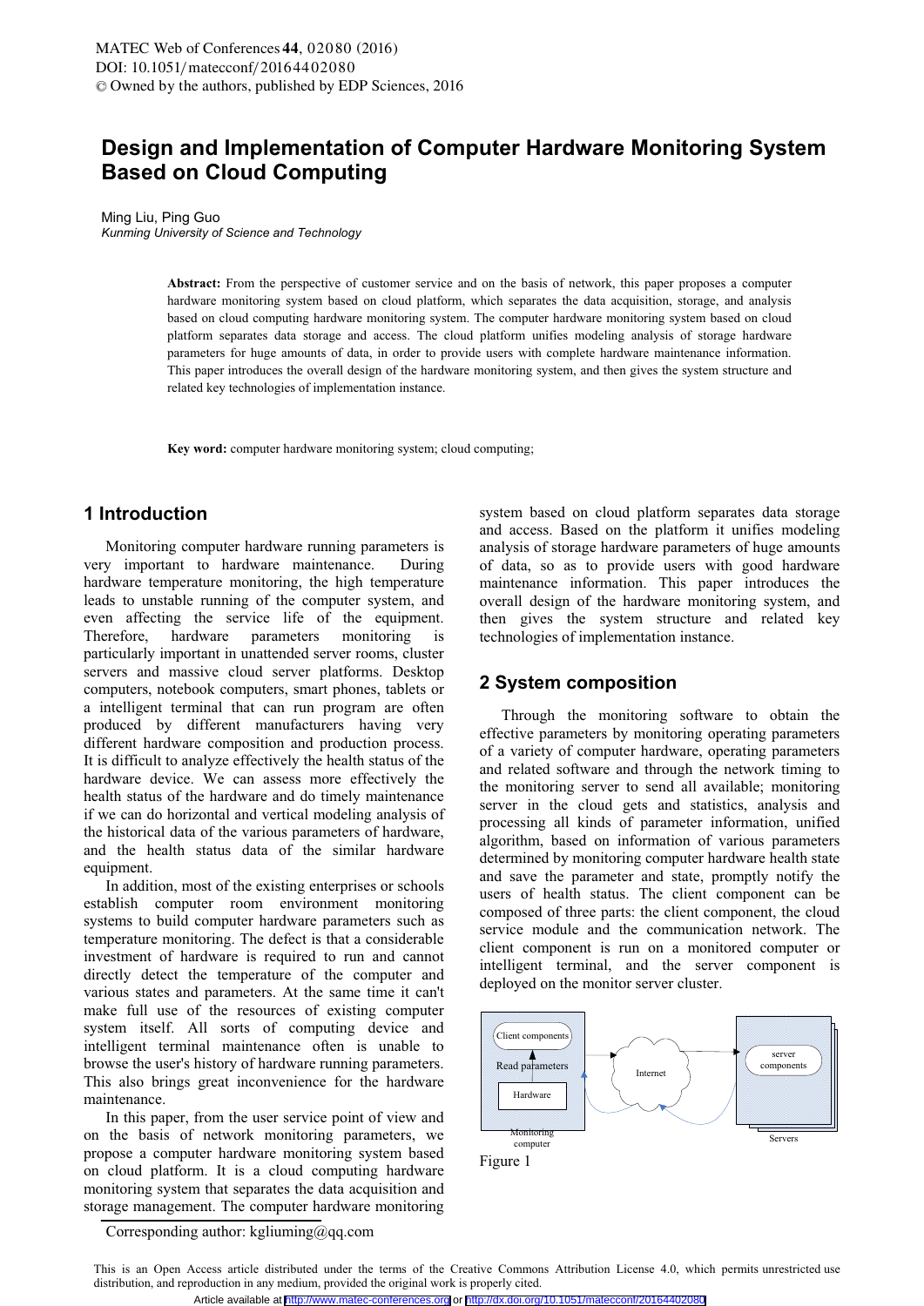# Design and Implementation of Computer Hardware Monitoring System Based on Cloud Computing

Ming Liu, Ping Guo

*Kunming University of Science and Technology*

**Abstract:** From the perspective of customer service and on the basis of network, this paper proposes a computer hardware monitoring system based on cloud platform, which separates the data acquisition, storage, and analysis based on cloud computing hardware monitoring system. The computer hardware monitoring system based on cloud platform separates data storage and access. The cloud platform unifies modeling analysis of storage hardware parameters for huge amounts of data, in order to provide users with complete hardware maintenance information. This paper introduces the overall design of the hardware monitoring system, and then gives the system structure and related key technologies of implementation instance.

**Key word:** computer hardware monitoring system; cloud computing;

## 1 Introduction

Monitoring computer hardware running parameters is very important to hardware maintenance. During hardware temperature monitoring, the high temperature leads to unstable running of the computer system, and even affecting the service life of the equipment. Therefore, hardware parameters monitoring is particularly important in unattended server rooms, cluster servers and massive cloud server platforms. Desktop computers, notebook computers, smart phones, tablets or a intelligent terminal that can run program are often produced by different manufacturers having very different hardware composition and production process. It is difficult to analyze effectively the health status of the hardware device. We can assess more effectively the health status of the hardware and do timely maintenance if we can do horizontal and vertical modeling analysis of the historical data of the various parameters of hardware, and the health status data of the similar hardware equipment.

In addition, most of the existing enterprises or schools establish computer room environment monitoring systems to build computer hardware parameters such as temperature monitoring. The defect is that a considerable investment of hardware is required to run and cannot directly detect the temperature of the computer and various states and parameters. At the same time it can't make full use of the resources of existing computer system itself. All sorts of computing device and intelligent terminal maintenance often is unable to browse the user's history of hardware running parameters. This also brings great inconvenience for the hardware maintenance.

In this paper, from the user service point of view and on the basis of network monitoring parameters, we propose a computer hardware monitoring system based on cloud platform. It is a cloud computing hardware monitoring system that separates the data acquisition and storage management. The computer hardware monitoring system based on cloud platform separates data storage and access. Based on the platform it unifies modeling analysis of storage hardware parameters of huge amounts of data, so as to provide users with good hardware maintenance information. This paper introduces the overall design of the hardware monitoring system, and then gives the system structure and related key technologies of implementation instance.

## 2 System composition

Through the monitoring software to obtain the effective parameters by monitoring operating parameters of a variety of computer hardware, operating parameters and related software and through the network timing to the monitoring server to send all available; monitoring server in the cloud gets and statistics, analysis and processing all kinds of parameter information, unified algorithm, based on information of various parameters determined by monitoring computer hardware health state and save the parameter and state, promptly notify the users of health status. The client component can be composed of three parts: the client component, the cloud service module and the communication network. The client component is run on a monitored computer or intelligent terminal, and the server component is deployed on the monitor server cluster.

Client components
Read parameters
Hardware
Monitoring computer
Internet
server components
Servers

Figure 1

Corresponding author: kgliuming@qq.com

This is an Open Access article distributed under the terms of the Creative Commons Attribution License 4.0, which permits unrestricted use distribution, and reproduction in any medium, provided the original work is properly cited.

Article available at http://www.matec-conferences.org or http://dx.doi.org/10.1051/matecconf/20164402080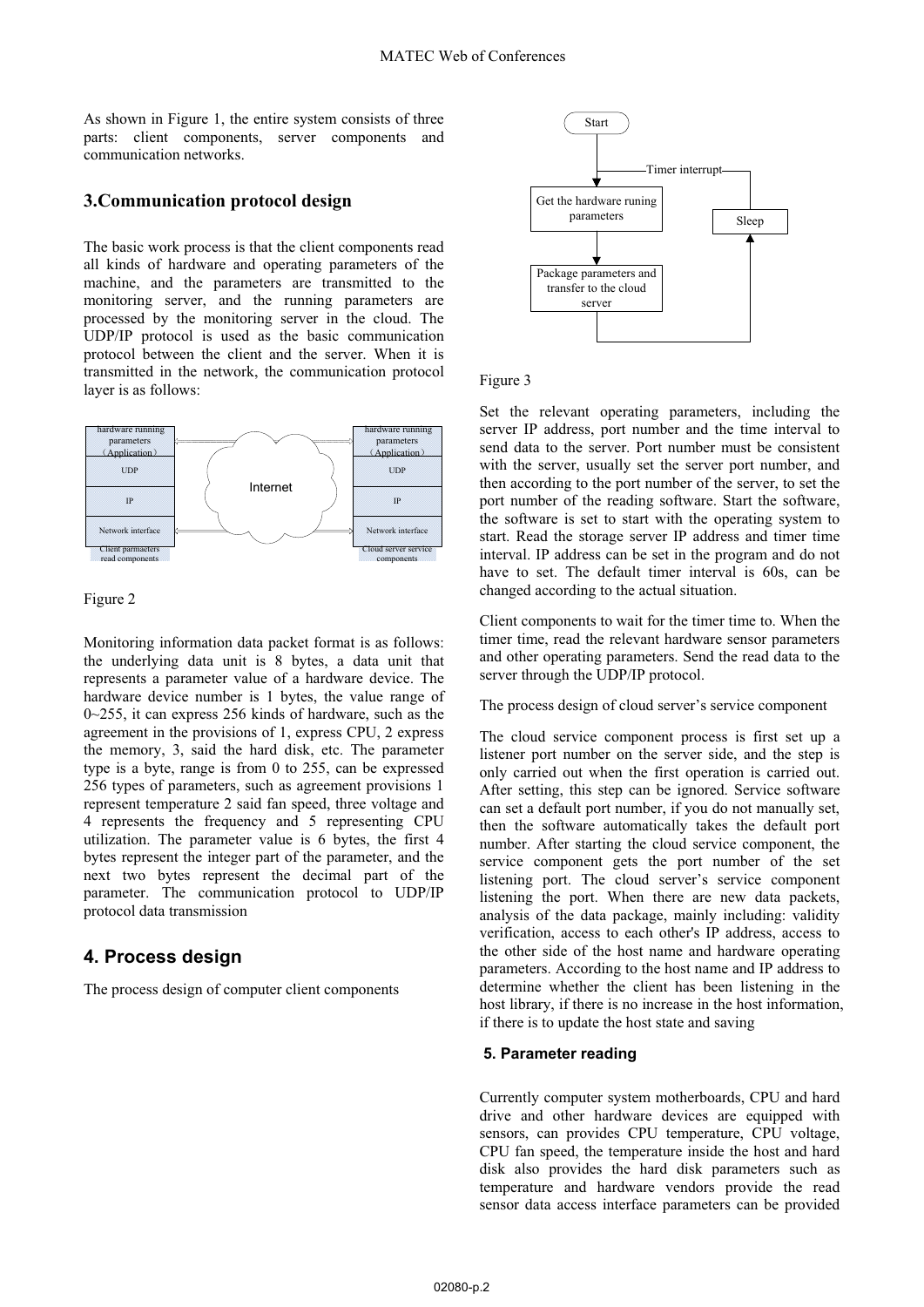As shown in Figure 1, the entire system consists of three parts: client components, server components and communication networks.

## 3.Communication protocol design

The basic work process is that the client components read all kinds of hardware and operating parameters of the machine, and the parameters are transmitted to the monitoring server, and the running parameters are processed by the monitoring server in the cloud. The UDP/IP protocol is used as the basic communication protocol between the client and the server. When it is transmitted in the network, the communication protocol layer is as follows:

Figure 2

Monitoring information data packet format is as follows: the underlying data unit is 8 bytes, a data unit that represents a parameter value of a hardware device. The hardware device number is 1 bytes, the value range of 0~255, it can express 256 kinds of hardware, such as the agreement in the provisions of 1, express CPU, 2 express the memory, 3, said the hard disk, etc. The parameter type is a byte, range is from 0 to 255, can be expressed 256 types of parameters, such as agreement provisions 1 represent temperature 2 said fan speed, three voltage and 4 represents the frequency and 5 representing CPU utilization. The parameter value is 6 bytes, the first 4 bytes represent the integer part of the parameter, and the next two bytes represent the decimal part of the parameter. The communication protocol to UDP/IP protocol data transmission

## 4. Process design

The process design of computer client components

Figure 3

Set the relevant operating parameters, including the server IP address, port number and the time interval to send data to the server. Port number must be consistent with the server, usually set the server port number, and then according to the port number of the server, to set the port number of the reading software. Start the software, the software is set to start with the operating system to start. Read the storage server IP address and timer time interval. IP address can be set in the program and do not have to set. The default timer interval is 60s, can be changed according to the actual situation.

Client components to wait for the timer time to. When the timer time, read the relevant hardware sensor parameters and other operating parameters. Send the read data to the server through the UDP/IP protocol.

The process design of cloud server's service component

The cloud service component process is first set up a listener port number on the server side, and the step is only carried out when the first operation is carried out. After setting, this step can be ignored. Service software can set a default port number, if you do not manually set, then the software automatically takes the default port number. After starting the cloud service component, the service component gets the port number of the set listening port. The cloud server's service component listening the port. When there are new data packets, analysis of the data package, mainly including: validity verification, access to each other's IP address, access to the other side of the host name and hardware operating parameters. According to the host name and IP address to determine whether the client has been listening in the host library, if there is no increase in the host information, if there is to update the host state and saving

## 5. Parameter reading

Currently computer system motherboards, CPU and hard drive and other hardware devices are equipped with sensors, can provides CPU temperature, CPU voltage, CPU fan speed, the temperature inside the host and hard disk also provides the hard disk parameters such as temperature and hardware vendors provide the read sensor data access interface parameters can be provided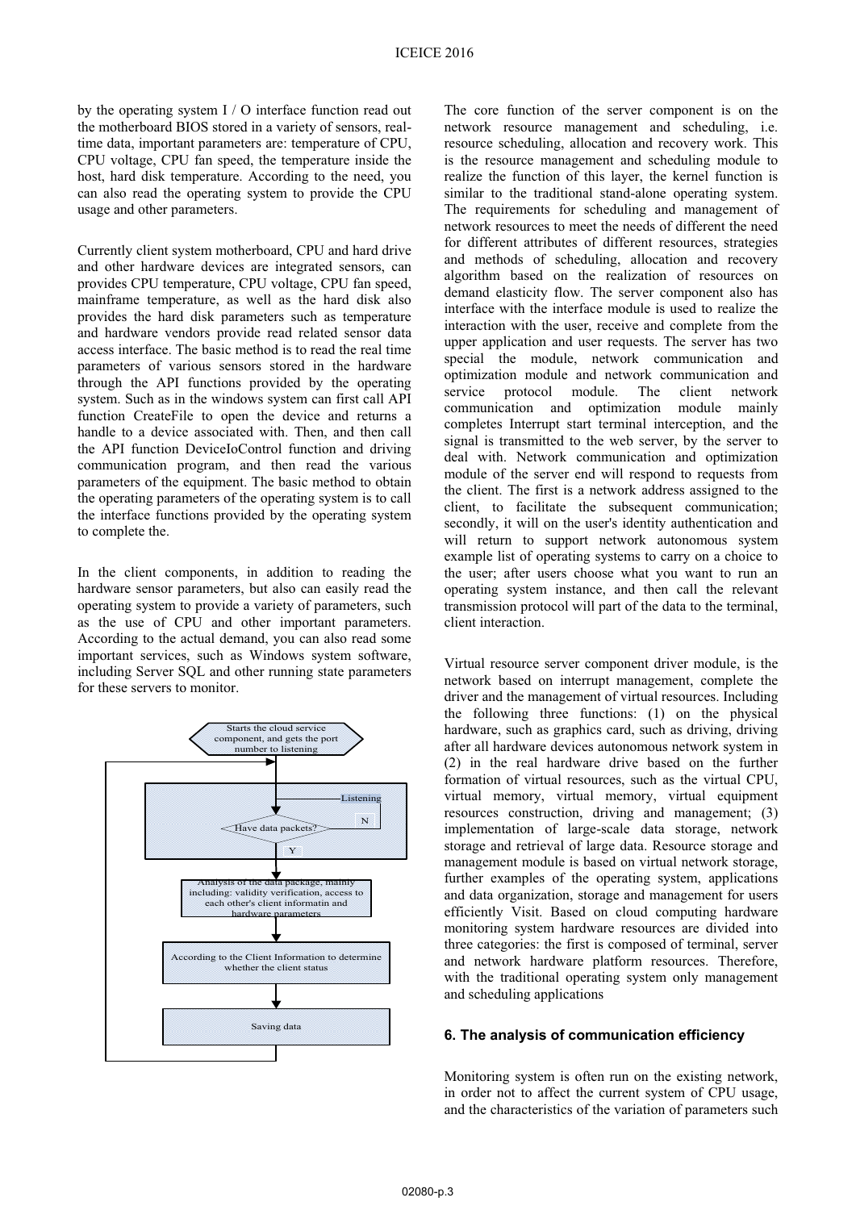by the operating system I / O interface function read out the motherboard BIOS stored in a variety of sensors, real-time data, important parameters are: temperature of CPU, CPU voltage, CPU fan speed, the temperature inside the host, hard disk temperature. According to the need, you can also read the operating system to provide the CPU usage and other parameters.

Currently client system motherboard, CPU and hard drive and other hardware devices are integrated sensors, can provides CPU temperature, CPU voltage, CPU fan speed, mainframe temperature, as well as the hard disk also provides the hard disk parameters such as temperature and hardware vendors provide read related sensor data access interface. The basic method is to read the real time parameters of various sensors stored in the hardware through the API functions provided by the operating system. Such as in the windows system can first call API function CreateFile to open the device and returns a handle to a device associated with. Then, and then call the API function DeviceIoControl function and driving communication program, and then read the various parameters of the equipment. The basic method to obtain the operating parameters of the operating system is to call the interface functions provided by the operating system to complete the.

In the client components, in addition to reading the hardware sensor parameters, but also can easily read the operating system to provide a variety of parameters, such as the use of CPU and other important parameters. According to the actual demand, you can also read some important services, such as Windows system software, including Server SQL and other running state parameters for these servers to monitor.

Starts the cloud service component, and gets the port number to listening

Listening

Have data packets?

N

Y

Analysis of the data package, mainly including: validity verification, access to each other's client informatin and hardware parameters

According to the Client Information to determine whether the client status

Saving data

The core function of the server component is on the network resource management and scheduling, i.e. resource scheduling, allocation and recovery work. This is the resource management and scheduling module to realize the function of this layer, the kernel function is similar to the traditional stand-alone operating system. The requirements for scheduling and management of network resources to meet the needs of different the need for different attributes of different resources, strategies and methods of scheduling, allocation and recovery algorithm based on the realization of resources on demand elasticity flow. The server component also has interface with the interface module is used to realize the interaction with the user, receive and complete from the upper application and user requests. The server has two special the module, network communication and optimization module and network communication and service protocol module. The client network communication and optimization module mainly completes Interrupt start terminal interception, and the signal is transmitted to the web server, by the server to deal with. Network communication and optimization module of the server end will respond to requests from the client. The first is a network address assigned to the client, to facilitate the subsequent communication; secondly, it will on the user's identity authentication and will return to support network autonomous system example list of operating systems to carry on a choice to the user; after users choose what you want to run an operating system instance, and then call the relevant transmission protocol will part of the data to the terminal, client interaction.

Virtual resource server component driver module, is the network based on interrupt management, complete the driver and the management of virtual resources. Including the following three functions: (1) on the physical hardware, such as graphics card, such as driving, driving after all hardware devices autonomous network system in (2) in the real hardware drive based on the further formation of virtual resources, such as the virtual CPU, virtual memory, virtual memory, virtual equipment resources construction, driving and management; (3) implementation of large-scale data storage, network storage and retrieval of large data. Resource storage and management module is based on virtual network storage, further examples of the operating system, applications and data organization, storage and management for users efficiently Visit. Based on cloud computing hardware monitoring system hardware resources are divided into three categories: the first is composed of terminal, server and network hardware platform resources. Therefore, with the traditional operating system only management and scheduling applications

### 6. The analysis of communication efficiency

Monitoring system is often run on the existing network, in order not to affect the current system of CPU usage, and the characteristics of the variation of parameters such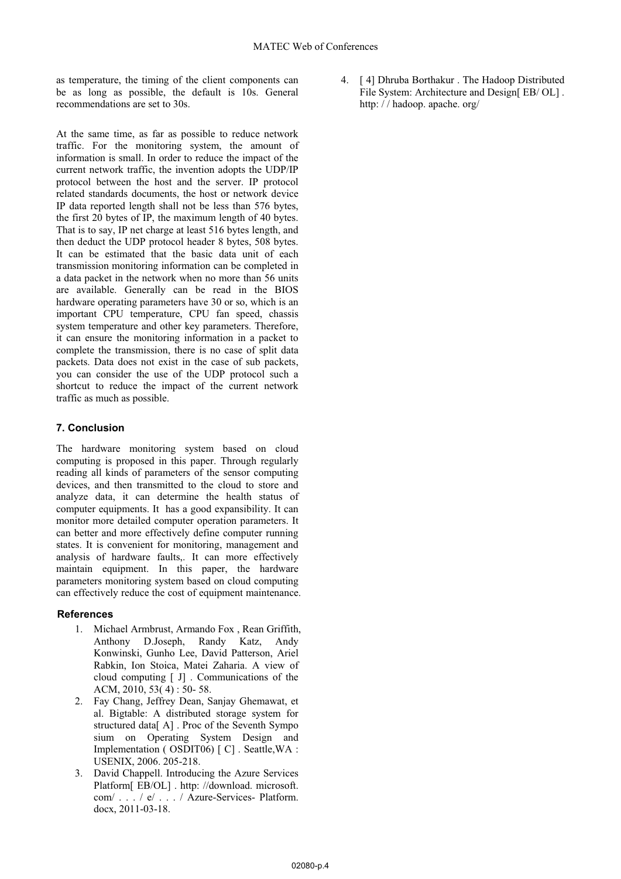as temperature, the timing of the client components can be as long as possible, the default is 10s. General recommendations are set to 30s.

At the same time, as far as possible to reduce network traffic. For the monitoring system, the amount of information is small. In order to reduce the impact of the current network traffic, the invention adopts the UDP/IP protocol between the host and the server. IP protocol related standards documents, the host or network device IP data reported length shall not be less than 576 bytes, the first 20 bytes of IP, the maximum length of 40 bytes. That is to say, IP net charge at least 516 bytes length, and then deduct the UDP protocol header 8 bytes, 508 bytes. It can be estimated that the basic data unit of each transmission monitoring information can be completed in a data packet in the network when no more than 56 units are available. Generally can be read in the BIOS hardware operating parameters have 30 or so, which is an important CPU temperature, CPU fan speed, chassis system temperature and other key parameters. Therefore, it can ensure the monitoring information in a packet to complete the transmission, there is no case of split data packets. Data does not exist in the case of sub packets, you can consider the use of the UDP protocol such a shortcut to reduce the impact of the current network traffic as much as possible.

## 7. Conclusion

The hardware monitoring system based on cloud computing is proposed in this paper. Through regularly reading all kinds of parameters of the sensor computing devices, and then transmitted to the cloud to store and analyze data, it can determine the health status of computer equipments. It has a good expansibility. It can monitor more detailed computer operation parameters. It can better and more effectively define computer running states. It is convenient for monitoring, management and analysis of hardware faults,. It can more effectively maintain equipment. In this paper, the hardware parameters monitoring system based on cloud computing can effectively reduce the cost of equipment maintenance.

### References

1. Michael Armbrust, Armando Fox , Rean Griffith, Anthony D.Joseph, Randy Katz, Andy Konwinski, Gunho Lee, David Patterson, Ariel Rabkin, Ion Stoica, Matei Zaharia. A view of cloud computing [ J] . Communications of the ACM, 2010, 53( 4) : 50- 58.
2. Fay Chang, Jeffrey Dean, Sanjay Ghemawat, et al. Bigtable: A distributed storage system for structured data[ A] . Proc of the Seventh Sympo sium on Operating System Design and Implementation ( OSDIT06) [ C] . Seattle,WA : USENIX, 2006. 205-218.
3. David Chappell. Introducing the Azure Services Platform[ EB/OL] . http: //download. microsoft. com/ . . . / e/ . . . / Azure-Services- Platform. docx, 2011-03-18.
4. [ 4] Dhruba Borthakur . The Hadoop Distributed File System: Architecture and Design[ EB/ OL] . http: / / hadoop. apache. org/